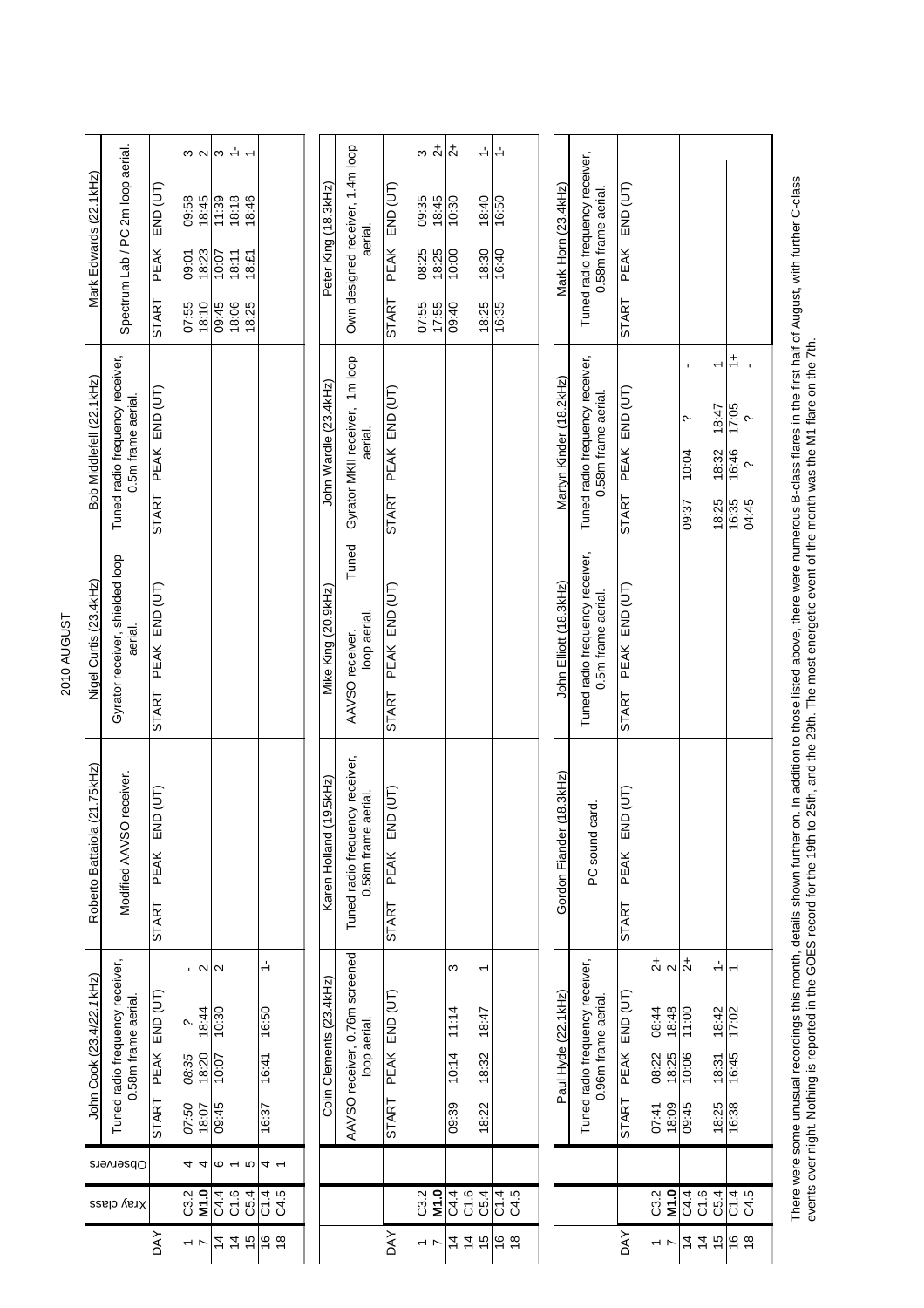# 2010 AUGUST

| DAY | Xray class | Observers | John Cook (23.4/22.1kHz) | | | | Roberto Battaiola (21.75kHz) | | | | Nigel Curtis (23.4kHz) | | | | Bob Middlefell (22.1kHz) | | | | Mark Edwards (22.1kHz) | | | |
|---|---|---|---|---|---|---|---|---|---|---|---|---|---|---|---|---|---|---|---|---|---|---|
| | | | Tuned radio frequency receiver, 0.58m frame aerial. | | | | Modified AAVSO receiver. | | | | Gyrator receiver, shielded loop aerial. | | | | Tuned radio frequency receiver, 0.5m frame aerial. | | | | Spectrum Lab / PC 2m loop aerial. | | | |
| | | | START | PEAK | END (UT) | | START | PEAK | END (UT) | | START | PEAK | END (UT) | | START | PEAK | END (UT) | | START | PEAK | END (UT) | |
| 1 | C3.2 | 4 | 07:50 | 08:35 | ? | - | | | | | | | | | | | | | 07:55 | 09:01 | 09:58 | 3 |
| 7 | **M1.0** | 4 | 18:07 | 18:20 | 18:44 | 2 | | | | | | | | | | | | | 18:10 | 18:23 | 18:45 | 2 |
| 14 | C4.4 | 6 | 09:45 | 10:07 | 10:30 | 2 | | | | | | | | | | | | | 09:45 | 10:07 | 11:39 | 3 |
| 14 | C1.6 | 1 | | | | | | | | | | | | | | | | | 18:06 | 18:11 | 18:18 | 1- |
| 15 | C5.4 | 5 | | | | | | | | | | | | | | | | | 18:25 | 18:£1 | 18:46 | 1 |
| 16 | C1.4 | 4 | 16:37 | 16:41 | 16:50 | 1- | | | | | | | | | | | | | | | | |
| 18 | C4.5 | 1 | | | | | | | | | | | | | | | | | | | | |

| DAY | Xray class | Colin Clements (23.4kHz) | | | | Karen Holland (19.5kHz) | | | | Mike King (20.9kHz) | | | | John Wardle (23.4kHz) | | | | Peter King (18.3kHz) | | | |
|---|---|---|---|---|---|---|---|---|---|---|---|---|---|---|---|---|---|---|---|---|---|
| | | AAVSO receiver, 0.76m screened loop aerial. | | | | Tuned radio frequency receiver, 0.58m frame aerial. | | | | AAVSO receiver. Tuned loop aerial. | | | | Gyrator MKII receiver, 1m loop aerial. | | | | Own designed receiver, 1.4m loop aerial. | | | |
| | | START | PEAK | END (UT) | | START | PEAK | END (UT) | | START | PEAK | END (UT) | | START | PEAK | END (UT) | | START | PEAK | END (UT) | |
| 1 | C3.2 | | | | | | | | | | | | | | | | | 07:55 | 08:25 | 09:35 | 3 |
| 7 | **M1.0** | | | | | | | | | | | | | | | | | 17:55 | 18:25 | 18:45 | 2+ |
| 14 | C4.4 | 09:39 | 10:14 | 11:14 | 3 | | | | | | | | | | | | | 09:40 | 10:00 | 10:30 | 2+ |
| 14 | C1.6 | | | | | | | | | | | | | | | | | | | | |
| 15 | C5.4 | 18:22 | 18:32 | 18:47 | 1 | | | | | | | | | | | | | 18:25 | 18:30 | 18:40 | 1- |
| 16 | C1.4 | | | | | | | | | | | | | | | | | 16:35 | 16:40 | 16:50 | 1- |
| 18 | C4.5 | | | | | | | | | | | | | | | | | | | | |

| DAY | Xray class | Paul Hyde (22.1kHz) | | | | Gordon Fiander (18.3kHz) | | | | John Elliott (18.3kHz) | | | | Martyn Kinder (18.2kHz) | | | | Mark Horn (23.4kHz) | | | |
|---|---|---|---|---|---|---|---|---|---|---|---|---|---|---|---|---|---|---|---|---|---|
| | | Tuned radio frequency receiver, 0.96m frame aerial. | | | | PC sound card. | | | | Tuned radio frequency receiver, 0.5m frame aerial. | | | | Tuned radio frequency receiver, 0.58m frame aerial. | | | | Tuned radio frequency receiver, 0.58m frame aerial. | | | |
| | | START | PEAK | END (UT) | | START | PEAK | END (UT) | | START | PEAK | END (UT) | | START | PEAK | END (UT) | | START | PEAK | END (UT) | |
| 1 | C3.2 | 07:41 | 08:22 | 08:44 | 2+ | | | | | | | | | | | | | | | | |
| 7 | **M1.0** | 18:09 | 18:25 | 18:48 | 2 | | | | | | | | | | | | | | | | |
| 14 | C4.4 | 09:45 | 10:06 | 11:00 | 2+ | | | | | | | | | 09:37 | 10:04 | ? | - | | | | |
| 14 | C1.6 | | | | | | | | | | | | | | | | | | | | |
| 15 | C5.4 | 18:25 | 18:31 | 18:42 | 1- | | | | | | | | | 18:25 | 18:32 | 18:47 | 1 | | | | |
| 16 | C1.4 | 16:38 | 16:45 | 17:02 | 1 | | | | | | | | | 16:35 | 16:46 | 17:05 | 1+ | | | | |
| 18 | C4.5 | | | | | | | | | | | | | 04:45 | ? | ? | - | | | | |

There were some unusual recordings this month, details shown further on. In addition to those listed above, there were numerous B-class flares in the first half of August, with further C-class events over night. Nothing is reported in the GOES record for the 19th to 25th, and the 29th. The most energetic event of the month was the M1 flare on the 7th.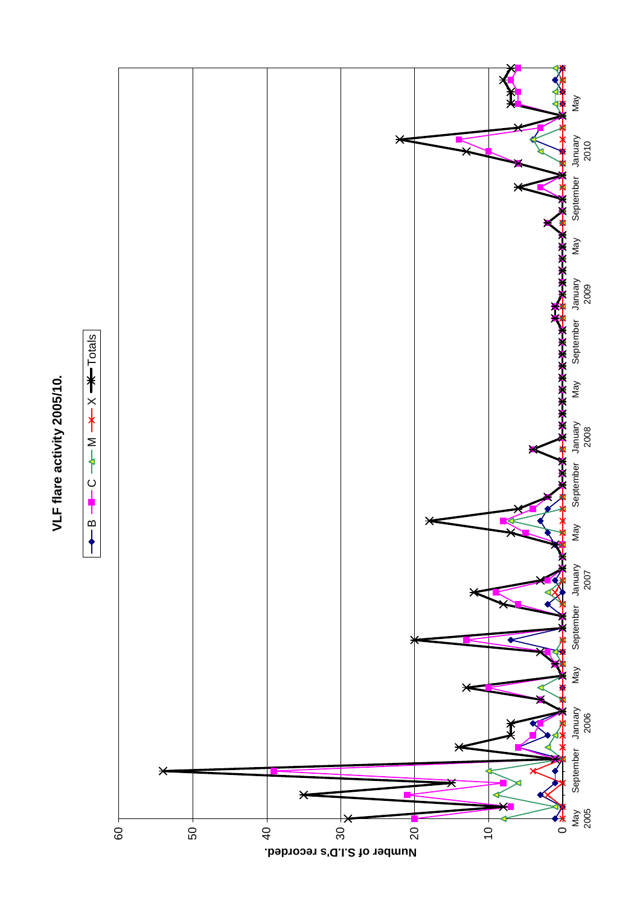**VLF flare activity 2005/10.**

Legend: B, C, M, X, Totals

Number of S.I.D's recorded.

0, 10, 20, 30, 40, 50, 60

May 2005, September, January 2006, May, September, January 2007, May, September, January 2008, May, September, January 2009, May, September, January 2010, May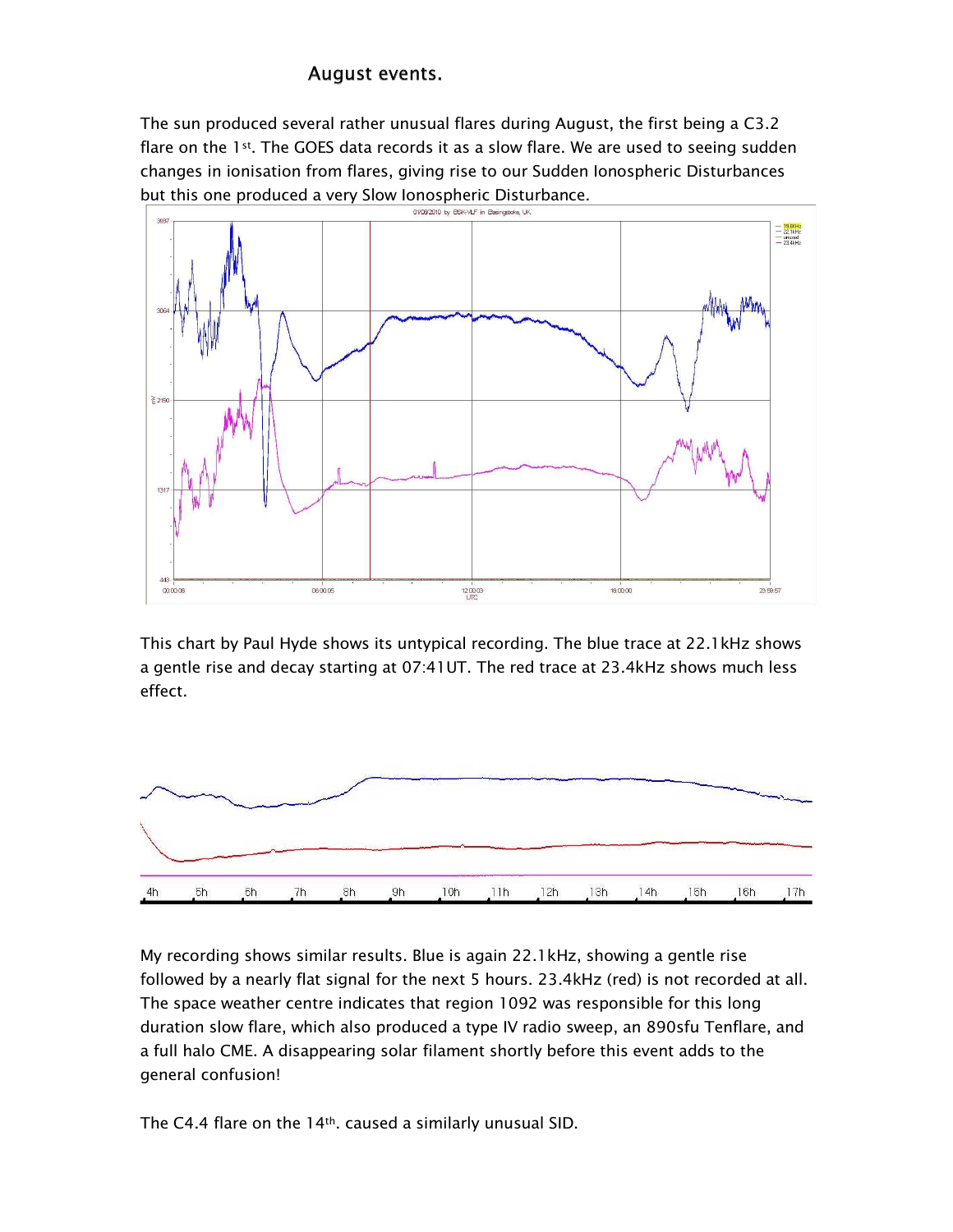## August events.

The sun produced several rather unusual flares during August, the first being a C3.2 flare on the 1st. The GOES data records it as a slow flare. We are used to seeing sudden changes in ionisation from flares, giving rise to our Sudden Ionospheric Disturbances but this one produced a very Slow Ionospheric Disturbance.

This chart by Paul Hyde shows its untypical recording. The blue trace at 22.1kHz shows a gentle rise and decay starting at 07:41UT. The red trace at 23.4kHz shows much less effect.

My recording shows similar results. Blue is again 22.1kHz, showing a gentle rise followed by a nearly flat signal for the next 5 hours. 23.4kHz (red) is not recorded at all. The space weather centre indicates that region 1092 was responsible for this long duration slow flare, which also produced a type IV radio sweep, an 890sfu Tenflare, and a full halo CME. A disappearing solar filament shortly before this event adds to the general confusion!

The C4.4 flare on the 14th. caused a similarly unusual SID.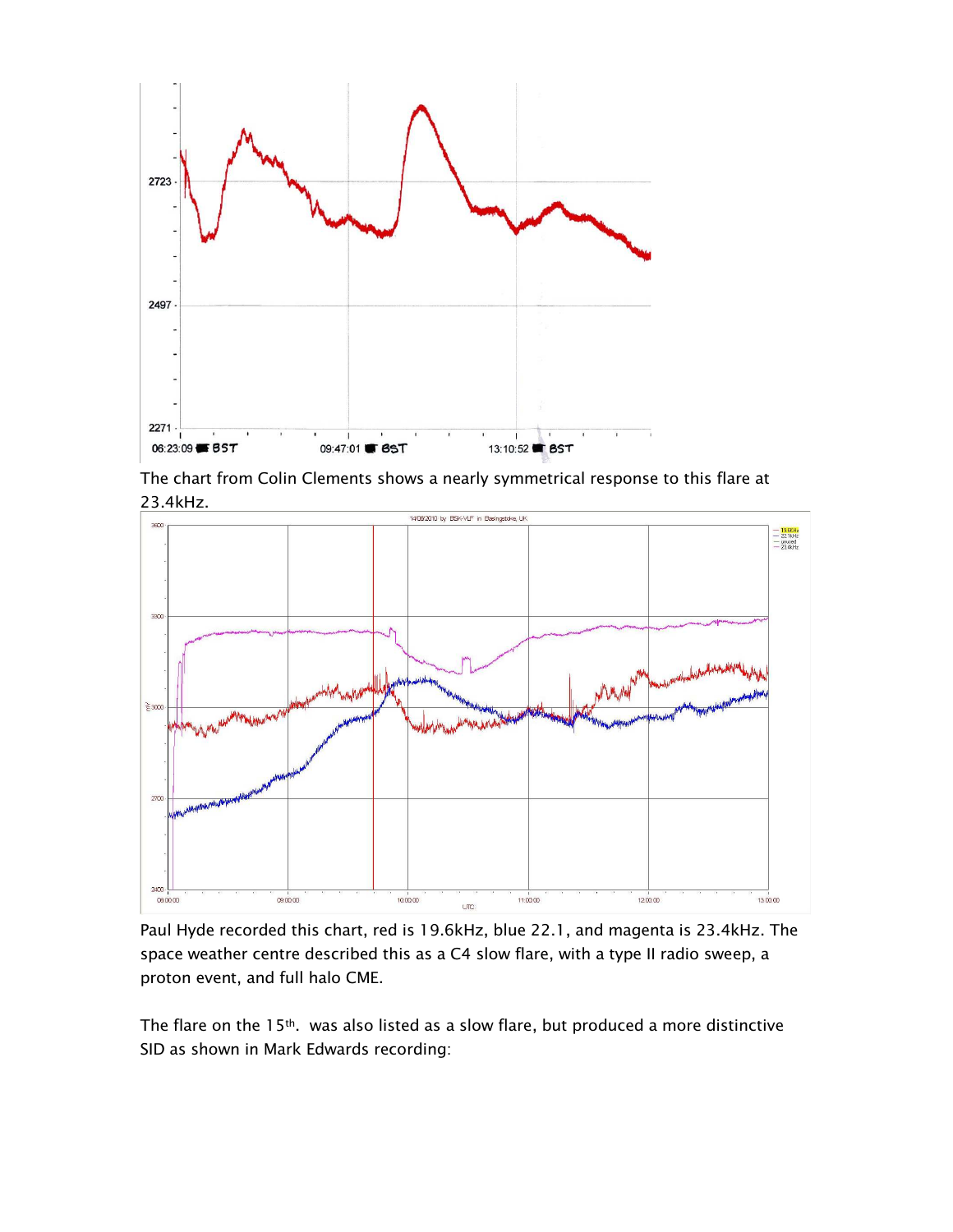The chart from Colin Clements shows a nearly symmetrical response to this flare at 23.4kHz.

Paul Hyde recorded this chart, red is 19.6kHz, blue 22.1, and magenta is 23.4kHz. The space weather centre described this as a C4 slow flare, with a type II radio sweep, a proton event, and full halo CME.

The flare on the 15th. was also listed as a slow flare, but produced a more distinctive SID as shown in Mark Edwards recording: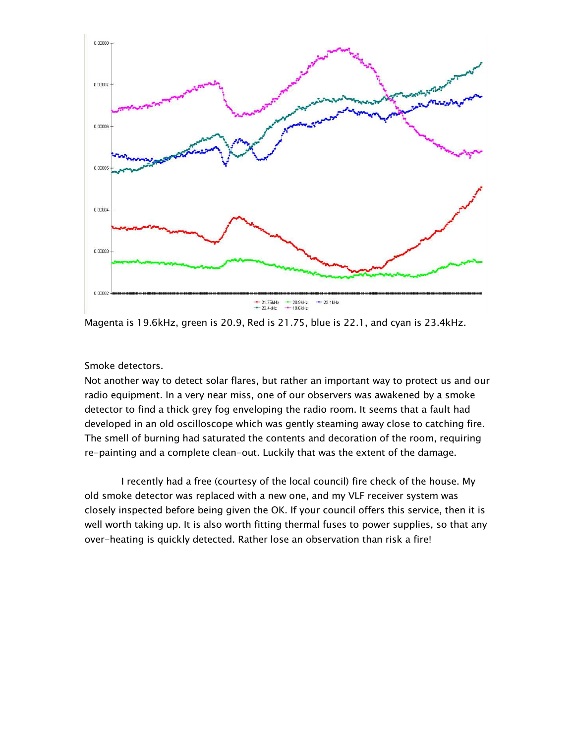0.00008

0.00007

0.00006

0.00005

0.00004

0.00003

0.00002

21.75kHz 20.9kHz 22.1kHz
23.4kHz 19.6kHz

Magenta is 19.6kHz, green is 20.9, Red is 21.75, blue is 22.1, and cyan is 23.4kHz.

Smoke detectors.

Not another way to detect solar flares, but rather an important way to protect us and our radio equipment. In a very near miss, one of our observers was awakened by a smoke detector to find a thick grey fog enveloping the radio room. It seems that a fault had developed in an old oscilloscope which was gently steaming away close to catching fire. The smell of burning had saturated the contents and decoration of the room, requiring re-painting and a complete clean-out. Luckily that was the extent of the damage.

I recently had a free (courtesy of the local council) fire check of the house. My old smoke detector was replaced with a new one, and my VLF receiver system was closely inspected before being given the OK. If your council offers this service, then it is well worth taking up. It is also worth fitting thermal fuses to power supplies, so that any over-heating is quickly detected. Rather lose an observation than risk a fire!